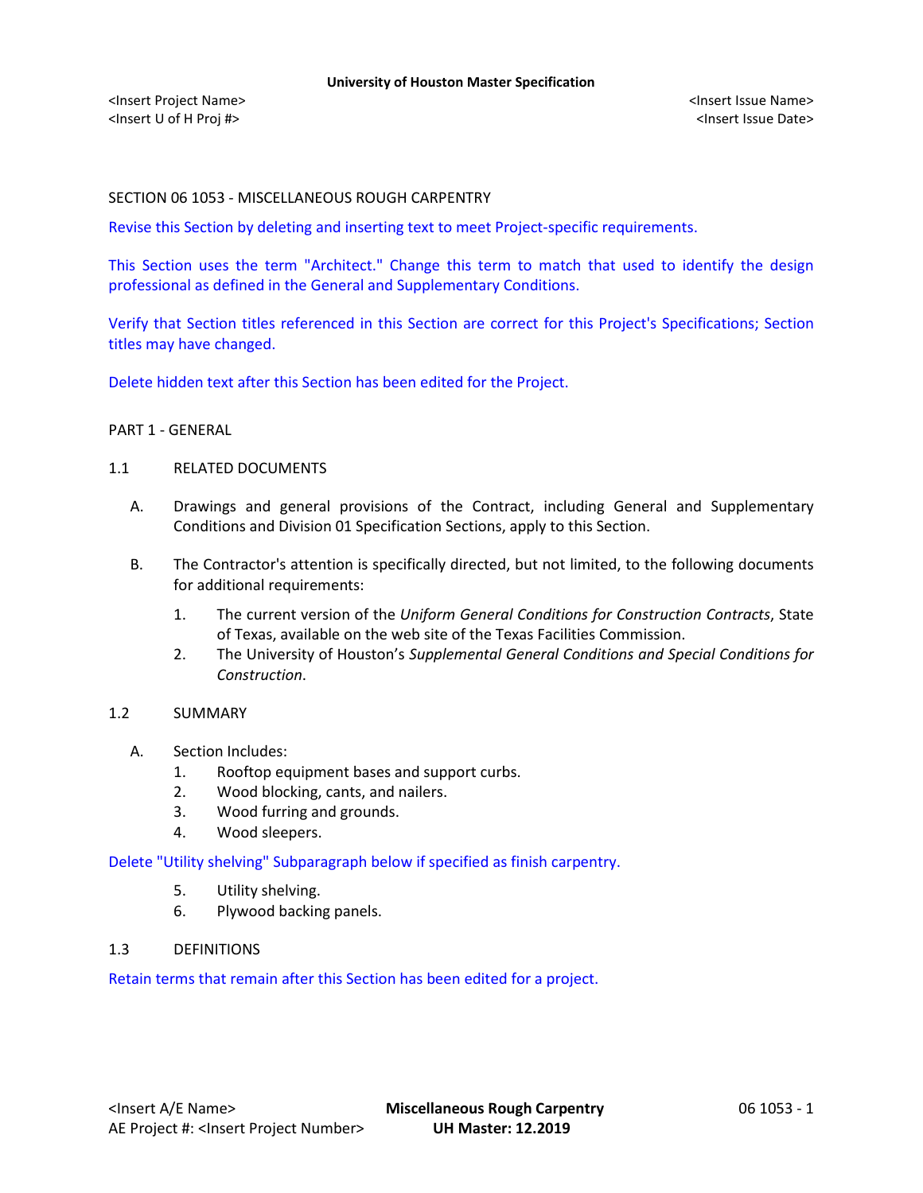SECTION 06 1053 - MISCELLANEOUS ROUGH CARPENTRY

Revise this Section by deleting and inserting text to meet Project-specific requirements.

This Section uses the term "Architect." Change this term to match that used to identify the design professional as defined in the General and Supplementary Conditions.

Verify that Section titles referenced in this Section are correct for this Project's Specifications; Section titles may have changed.

Delete hidden text after this Section has been edited for the Project.

## PART 1 - GENERAL

### 1.1 RELATED DOCUMENTS

A. Drawings and general provisions of the Contract, including General and Supplementary Conditions and Division 01 Specification Sections, apply to this Section.

B. The Contractor's attention is specifically directed, but not limited, to the following documents for additional requirements:

1. The current version of the *Uniform General Conditions for Construction Contracts*, State of Texas, available on the web site of the Texas Facilities Commission.
2. The University of Houston's *Supplemental General Conditions and Special Conditions for Construction*.

### 1.2 SUMMARY

A. Section Includes:

1. Rooftop equipment bases and support curbs.
2. Wood blocking, cants, and nailers.
3. Wood furring and grounds.
4. Wood sleepers.

Delete "Utility shelving" Subparagraph below if specified as finish carpentry.

5. Utility shelving.
6. Plywood backing panels.

### 1.3 DEFINITIONS

Retain terms that remain after this Section has been edited for a project.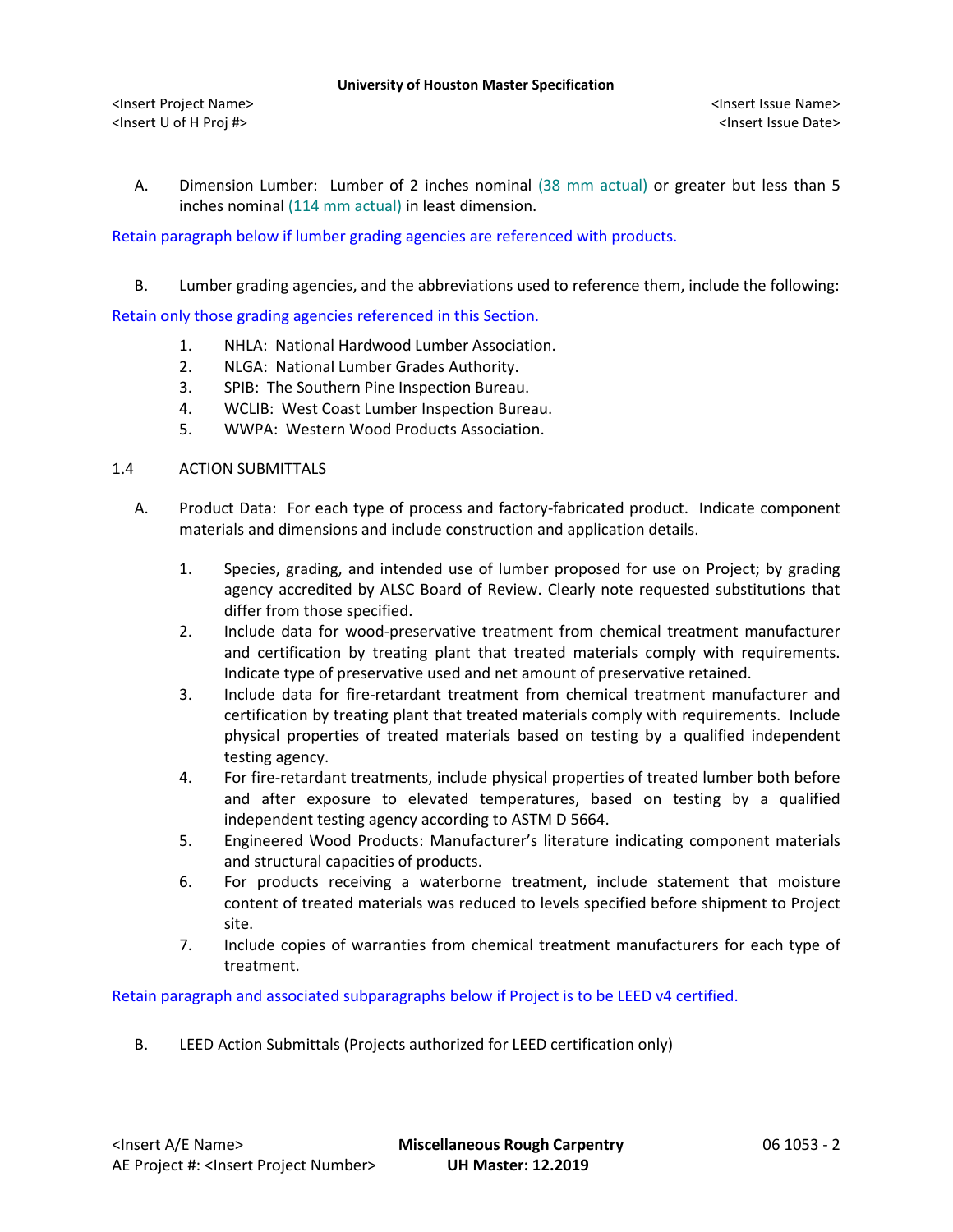A. Dimension Lumber: Lumber of 2 inches nominal (38 mm actual) or greater but less than 5 inches nominal (114 mm actual) in least dimension.

Retain paragraph below if lumber grading agencies are referenced with products.

B. Lumber grading agencies, and the abbreviations used to reference them, include the following:

Retain only those grading agencies referenced in this Section.

1. NHLA: National Hardwood Lumber Association.
2. NLGA: National Lumber Grades Authority.
3. SPIB: The Southern Pine Inspection Bureau.
4. WCLIB: West Coast Lumber Inspection Bureau.
5. WWPA: Western Wood Products Association.

## 1.4 ACTION SUBMITTALS

A. Product Data: For each type of process and factory-fabricated product. Indicate component materials and dimensions and include construction and application details.

1. Species, grading, and intended use of lumber proposed for use on Project; by grading agency accredited by ALSC Board of Review. Clearly note requested substitutions that differ from those specified.
2. Include data for wood-preservative treatment from chemical treatment manufacturer and certification by treating plant that treated materials comply with requirements. Indicate type of preservative used and net amount of preservative retained.
3. Include data for fire-retardant treatment from chemical treatment manufacturer and certification by treating plant that treated materials comply with requirements. Include physical properties of treated materials based on testing by a qualified independent testing agency.
4. For fire-retardant treatments, include physical properties of treated lumber both before and after exposure to elevated temperatures, based on testing by a qualified independent testing agency according to ASTM D 5664.
5. Engineered Wood Products: Manufacturer's literature indicating component materials and structural capacities of products.
6. For products receiving a waterborne treatment, include statement that moisture content of treated materials was reduced to levels specified before shipment to Project site.
7. Include copies of warranties from chemical treatment manufacturers for each type of treatment.

Retain paragraph and associated subparagraphs below if Project is to be LEED v4 certified.

B. LEED Action Submittals (Projects authorized for LEED certification only)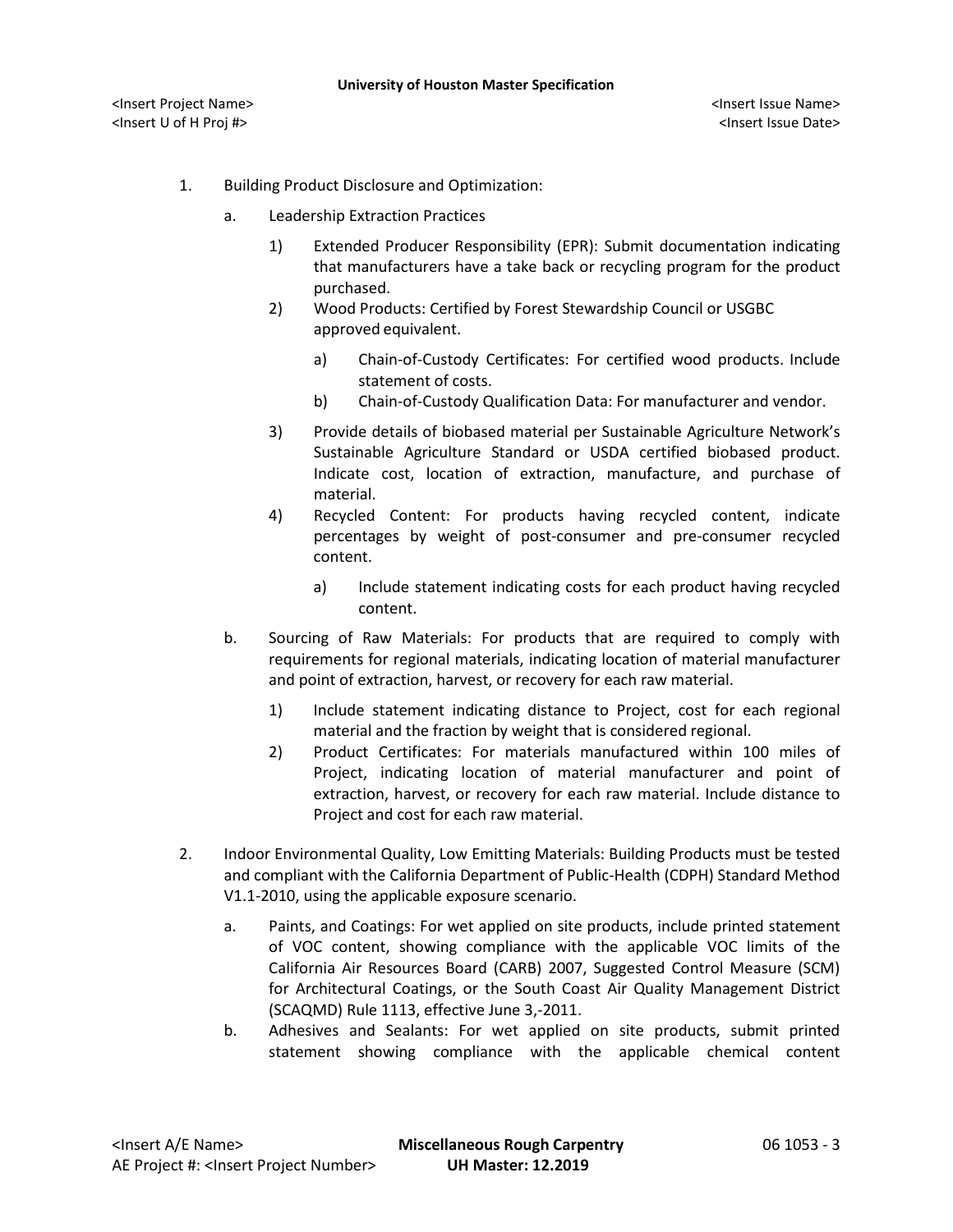1. Building Product Disclosure and Optimization:

    a. Leadership Extraction Practices

        1) Extended Producer Responsibility (EPR): Submit documentation indicating that manufacturers have a take back or recycling program for the product purchased.

        2) Wood Products: Certified by Forest Stewardship Council or USGBC approved equivalent.

            a) Chain-of-Custody Certificates: For certified wood products. Include statement of costs.

            b) Chain-of-Custody Qualification Data: For manufacturer and vendor.

        3) Provide details of biobased material per Sustainable Agriculture Network's Sustainable Agriculture Standard or USDA certified biobased product. Indicate cost, location of extraction, manufacture, and purchase of material.

        4) Recycled Content: For products having recycled content, indicate percentages by weight of post-consumer and pre-consumer recycled content.

            a) Include statement indicating costs for each product having recycled content.

    b. Sourcing of Raw Materials: For products that are required to comply with requirements for regional materials, indicating location of material manufacturer and point of extraction, harvest, or recovery for each raw material.

        1) Include statement indicating distance to Project, cost for each regional material and the fraction by weight that is considered regional.

        2) Product Certificates: For materials manufactured within 100 miles of Project, indicating location of material manufacturer and point of extraction, harvest, or recovery for each raw material. Include distance to Project and cost for each raw material.

2. Indoor Environmental Quality, Low Emitting Materials: Building Products must be tested and compliant with the California Department of Public-Health (CDPH) Standard Method V1.1-2010, using the applicable exposure scenario.

    a. Paints, and Coatings: For wet applied on site products, include printed statement of VOC content, showing compliance with the applicable VOC limits of the California Air Resources Board (CARB) 2007, Suggested Control Measure (SCM) for Architectural Coatings, or the South Coast Air Quality Management District (SCAQMD) Rule 1113, effective June 3,-2011.

    b. Adhesives and Sealants: For wet applied on site products, submit printed statement showing compliance with the applicable chemical content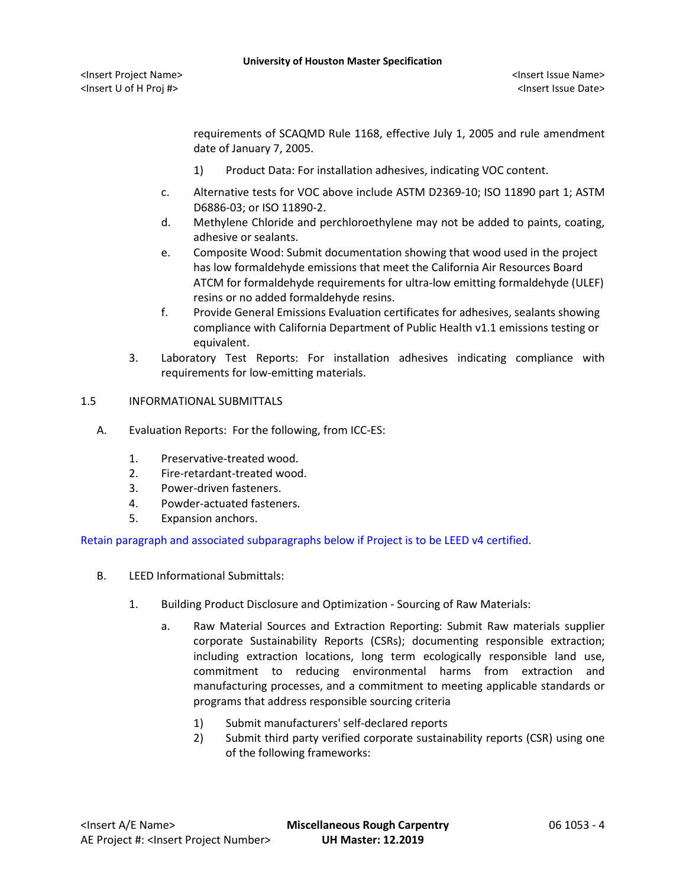requirements of SCAQMD Rule 1168, effective July 1, 2005 and rule amendment date of January 7, 2005.

1) Product Data: For installation adhesives, indicating VOC content.

c. Alternative tests for VOC above include ASTM D2369-10; ISO 11890 part 1; ASTM D6886-03; or ISO 11890-2.

d. Methylene Chloride and perchloroethylene may not be added to paints, coating, adhesive or sealants.

e. Composite Wood: Submit documentation showing that wood used in the project has low formaldehyde emissions that meet the California Air Resources Board ATCM for formaldehyde requirements for ultra-low emitting formaldehyde (ULEF) resins or no added formaldehyde resins.

f. Provide General Emissions Evaluation certificates for adhesives, sealants showing compliance with California Department of Public Health v1.1 emissions testing or equivalent.

3. Laboratory Test Reports: For installation adhesives indicating compliance with requirements for low-emitting materials.

## 1.5 INFORMATIONAL SUBMITTALS

A. Evaluation Reports: For the following, from ICC-ES:

1. Preservative-treated wood.
2. Fire-retardant-treated wood.
3. Power-driven fasteners.
4. Powder-actuated fasteners.
5. Expansion anchors.

Retain paragraph and associated subparagraphs below if Project is to be LEED v4 certified.

B. LEED Informational Submittals:

1. Building Product Disclosure and Optimization - Sourcing of Raw Materials:

a. Raw Material Sources and Extraction Reporting: Submit Raw materials supplier corporate Sustainability Reports (CSRs); documenting responsible extraction; including extraction locations, long term ecologically responsible land use, commitment to reducing environmental harms from extraction and manufacturing processes, and a commitment to meeting applicable standards or programs that address responsible sourcing criteria

1) Submit manufacturers' self-declared reports

2) Submit third party verified corporate sustainability reports (CSR) using one of the following frameworks: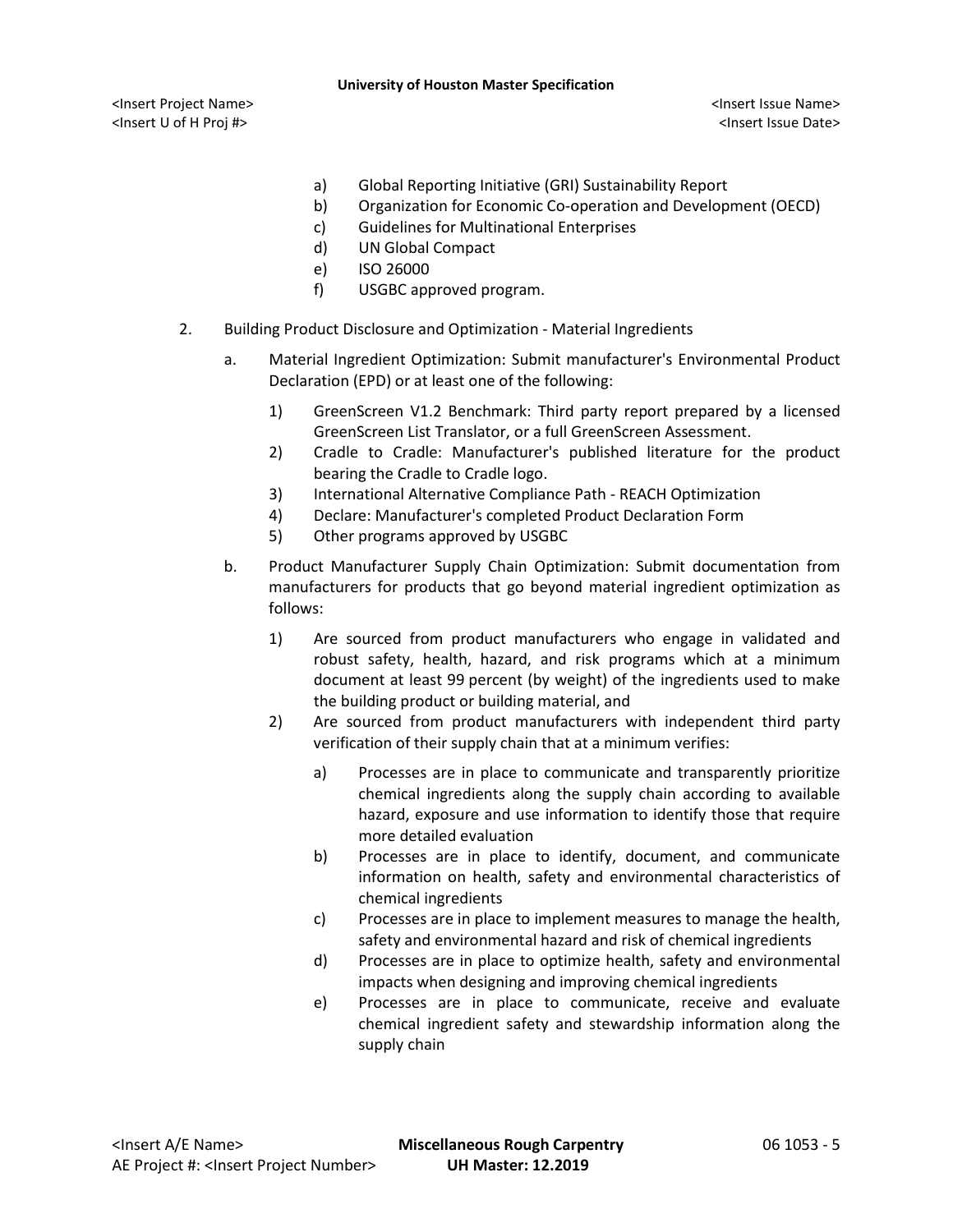a) Global Reporting Initiative (GRI) Sustainability Report
b) Organization for Economic Co-operation and Development (OECD)
c) Guidelines for Multinational Enterprises
d) UN Global Compact
e) ISO 26000
f) USGBC approved program.

2. Building Product Disclosure and Optimization - Material Ingredients

   a. Material Ingredient Optimization: Submit manufacturer's Environmental Product Declaration (EPD) or at least one of the following:

      1) GreenScreen V1.2 Benchmark: Third party report prepared by a licensed GreenScreen List Translator, or a full GreenScreen Assessment.
      2) Cradle to Cradle: Manufacturer's published literature for the product bearing the Cradle to Cradle logo.
      3) International Alternative Compliance Path - REACH Optimization
      4) Declare: Manufacturer's completed Product Declaration Form
      5) Other programs approved by USGBC

   b. Product Manufacturer Supply Chain Optimization: Submit documentation from manufacturers for products that go beyond material ingredient optimization as follows:

      1) Are sourced from product manufacturers who engage in validated and robust safety, health, hazard, and risk programs which at a minimum document at least 99 percent (by weight) of the ingredients used to make the building product or building material, and
      2) Are sourced from product manufacturers with independent third party verification of their supply chain that at a minimum verifies:

         a) Processes are in place to communicate and transparently prioritize chemical ingredients along the supply chain according to available hazard, exposure and use information to identify those that require more detailed evaluation
         b) Processes are in place to identify, document, and communicate information on health, safety and environmental characteristics of chemical ingredients
         c) Processes are in place to implement measures to manage the health, safety and environmental hazard and risk of chemical ingredients
         d) Processes are in place to optimize health, safety and environmental impacts when designing and improving chemical ingredients
         e) Processes are in place to communicate, receive and evaluate chemical ingredient safety and stewardship information along the supply chain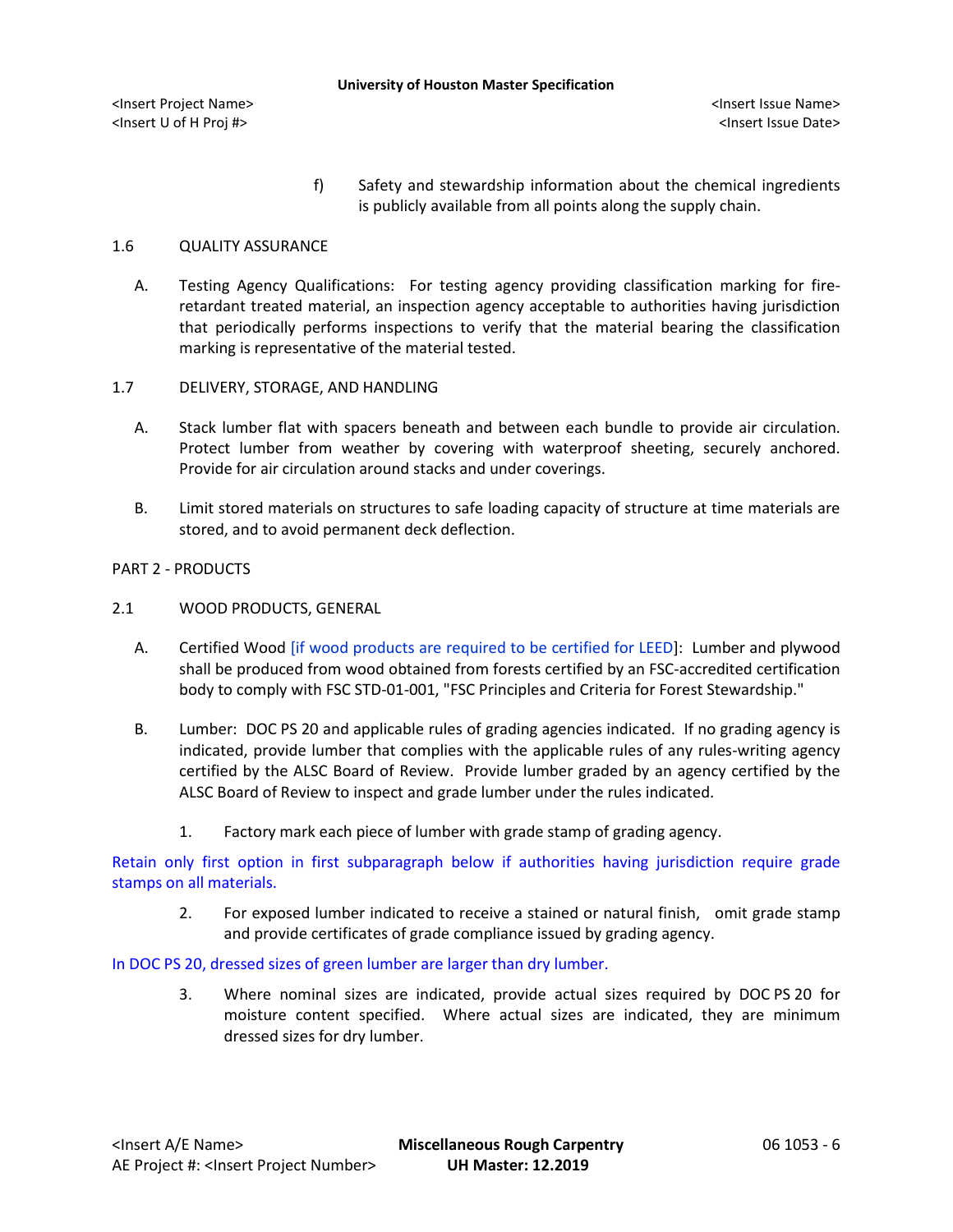f) Safety and stewardship information about the chemical ingredients is publicly available from all points along the supply chain.

## 1.6 QUALITY ASSURANCE

A. Testing Agency Qualifications: For testing agency providing classification marking for fire-retardant treated material, an inspection agency acceptable to authorities having jurisdiction that periodically performs inspections to verify that the material bearing the classification marking is representative of the material tested.

## 1.7 DELIVERY, STORAGE, AND HANDLING

A. Stack lumber flat with spacers beneath and between each bundle to provide air circulation. Protect lumber from weather by covering with waterproof sheeting, securely anchored. Provide for air circulation around stacks and under coverings.

B. Limit stored materials on structures to safe loading capacity of structure at time materials are stored, and to avoid permanent deck deflection.

# PART 2 - PRODUCTS

## 2.1 WOOD PRODUCTS, GENERAL

A. Certified Wood [if wood products are required to be certified for LEED]: Lumber and plywood shall be produced from wood obtained from forests certified by an FSC-accredited certification body to comply with FSC STD-01-001, "FSC Principles and Criteria for Forest Stewardship."

B. Lumber: DOC PS 20 and applicable rules of grading agencies indicated. If no grading agency is indicated, provide lumber that complies with the applicable rules of any rules-writing agency certified by the ALSC Board of Review. Provide lumber graded by an agency certified by the ALSC Board of Review to inspect and grade lumber under the rules indicated.

1. Factory mark each piece of lumber with grade stamp of grading agency.

Retain only first option in first subparagraph below if authorities having jurisdiction require grade stamps on all materials.

2. For exposed lumber indicated to receive a stained or natural finish, omit grade stamp and provide certificates of grade compliance issued by grading agency.

In DOC PS 20, dressed sizes of green lumber are larger than dry lumber.

3. Where nominal sizes are indicated, provide actual sizes required by DOC PS 20 for moisture content specified. Where actual sizes are indicated, they are minimum dressed sizes for dry lumber.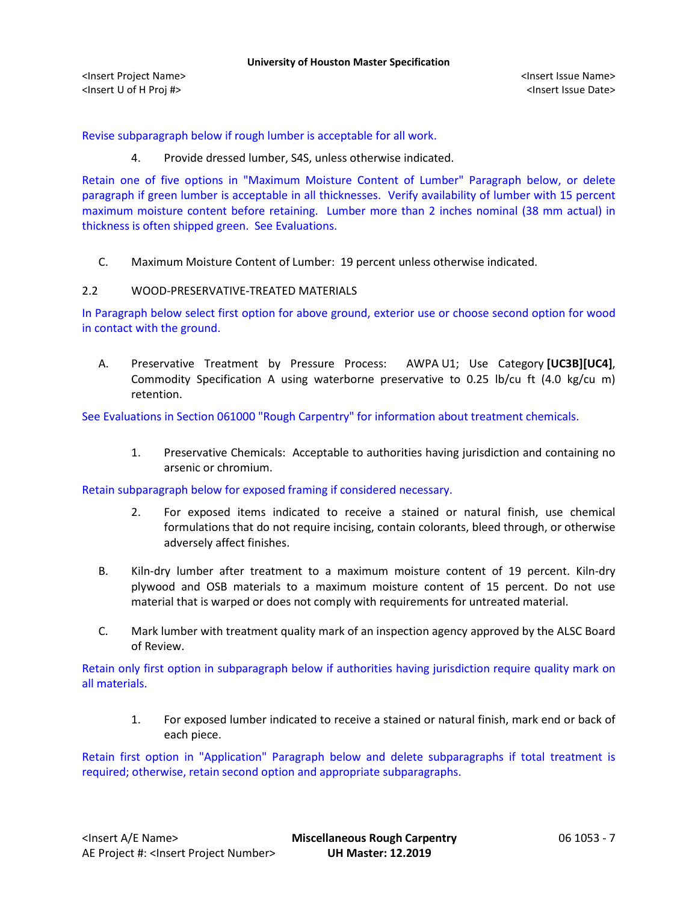Revise subparagraph below if rough lumber is acceptable for all work.

4. Provide dressed lumber, S4S, unless otherwise indicated.

Retain one of five options in "Maximum Moisture Content of Lumber" Paragraph below, or delete paragraph if green lumber is acceptable in all thicknesses. Verify availability of lumber with 15 percent maximum moisture content before retaining. Lumber more than 2 inches nominal (38 mm actual) in thickness is often shipped green. See Evaluations.

C. Maximum Moisture Content of Lumber: 19 percent unless otherwise indicated.

## 2.2 WOOD-PRESERVATIVE-TREATED MATERIALS

In Paragraph below select first option for above ground, exterior use or choose second option for wood in contact with the ground.

A. Preservative Treatment by Pressure Process: AWPA U1; Use Category **[UC3B][UC4]**, Commodity Specification A using waterborne preservative to 0.25 lb/cu ft (4.0 kg/cu m) retention.

See Evaluations in Section 061000 "Rough Carpentry" for information about treatment chemicals.

1. Preservative Chemicals: Acceptable to authorities having jurisdiction and containing no arsenic or chromium.

Retain subparagraph below for exposed framing if considered necessary.

2. For exposed items indicated to receive a stained or natural finish, use chemical formulations that do not require incising, contain colorants, bleed through, or otherwise adversely affect finishes.

B. Kiln-dry lumber after treatment to a maximum moisture content of 19 percent. Kiln-dry plywood and OSB materials to a maximum moisture content of 15 percent. Do not use material that is warped or does not comply with requirements for untreated material.

C. Mark lumber with treatment quality mark of an inspection agency approved by the ALSC Board of Review.

Retain only first option in subparagraph below if authorities having jurisdiction require quality mark on all materials.

1. For exposed lumber indicated to receive a stained or natural finish, mark end or back of each piece.

Retain first option in "Application" Paragraph below and delete subparagraphs if total treatment is required; otherwise, retain second option and appropriate subparagraphs.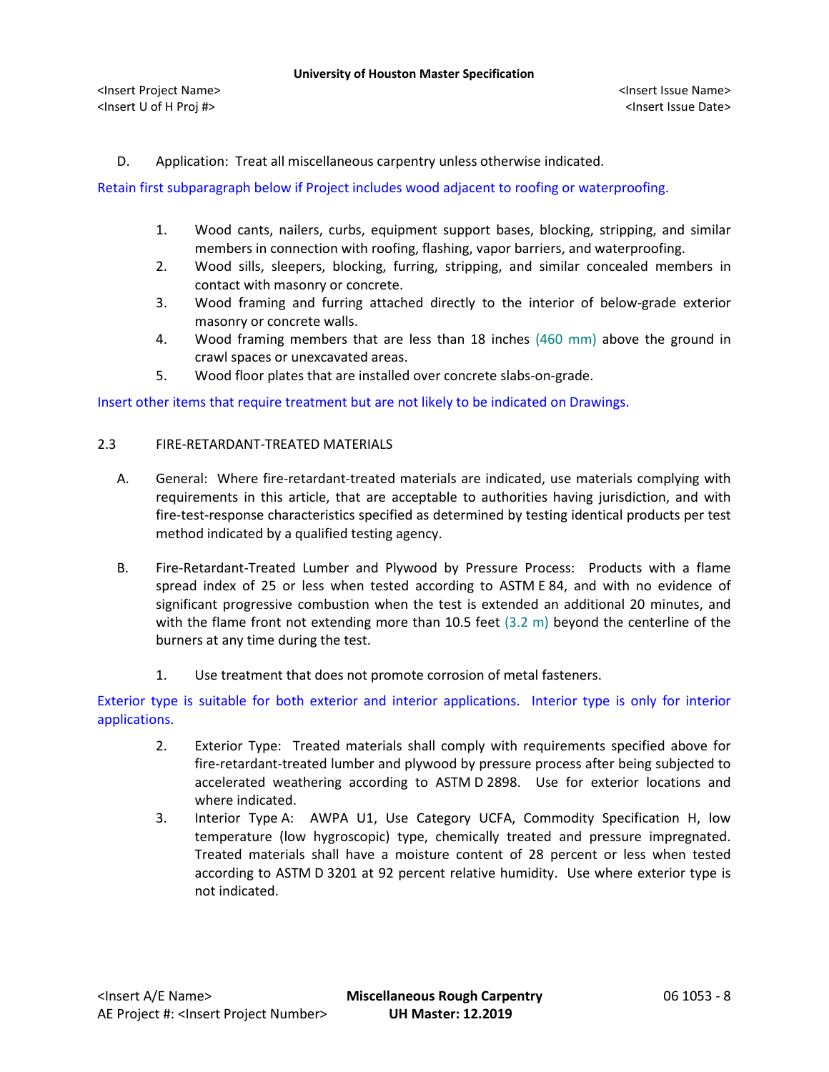D. Application: Treat all miscellaneous carpentry unless otherwise indicated.

Retain first subparagraph below if Project includes wood adjacent to roofing or waterproofing.

1. Wood cants, nailers, curbs, equipment support bases, blocking, stripping, and similar members in connection with roofing, flashing, vapor barriers, and waterproofing.
2. Wood sills, sleepers, blocking, furring, stripping, and similar concealed members in contact with masonry or concrete.
3. Wood framing and furring attached directly to the interior of below-grade exterior masonry or concrete walls.
4. Wood framing members that are less than 18 inches (460 mm) above the ground in crawl spaces or unexcavated areas.
5. Wood floor plates that are installed over concrete slabs-on-grade.

Insert other items that require treatment but are not likely to be indicated on Drawings.

## 2.3 FIRE-RETARDANT-TREATED MATERIALS

A. General: Where fire-retardant-treated materials are indicated, use materials complying with requirements in this article, that are acceptable to authorities having jurisdiction, and with fire-test-response characteristics specified as determined by testing identical products per test method indicated by a qualified testing agency.

B. Fire-Retardant-Treated Lumber and Plywood by Pressure Process: Products with a flame spread index of 25 or less when tested according to ASTM E 84, and with no evidence of significant progressive combustion when the test is extended an additional 20 minutes, and with the flame front not extending more than 10.5 feet (3.2 m) beyond the centerline of the burners at any time during the test.

1. Use treatment that does not promote corrosion of metal fasteners.

Exterior type is suitable for both exterior and interior applications. Interior type is only for interior applications.

2. Exterior Type: Treated materials shall comply with requirements specified above for fire-retardant-treated lumber and plywood by pressure process after being subjected to accelerated weathering according to ASTM D 2898. Use for exterior locations and where indicated.
3. Interior Type A: AWPA U1, Use Category UCFA, Commodity Specification H, low temperature (low hygroscopic) type, chemically treated and pressure impregnated. Treated materials shall have a moisture content of 28 percent or less when tested according to ASTM D 3201 at 92 percent relative humidity. Use where exterior type is not indicated.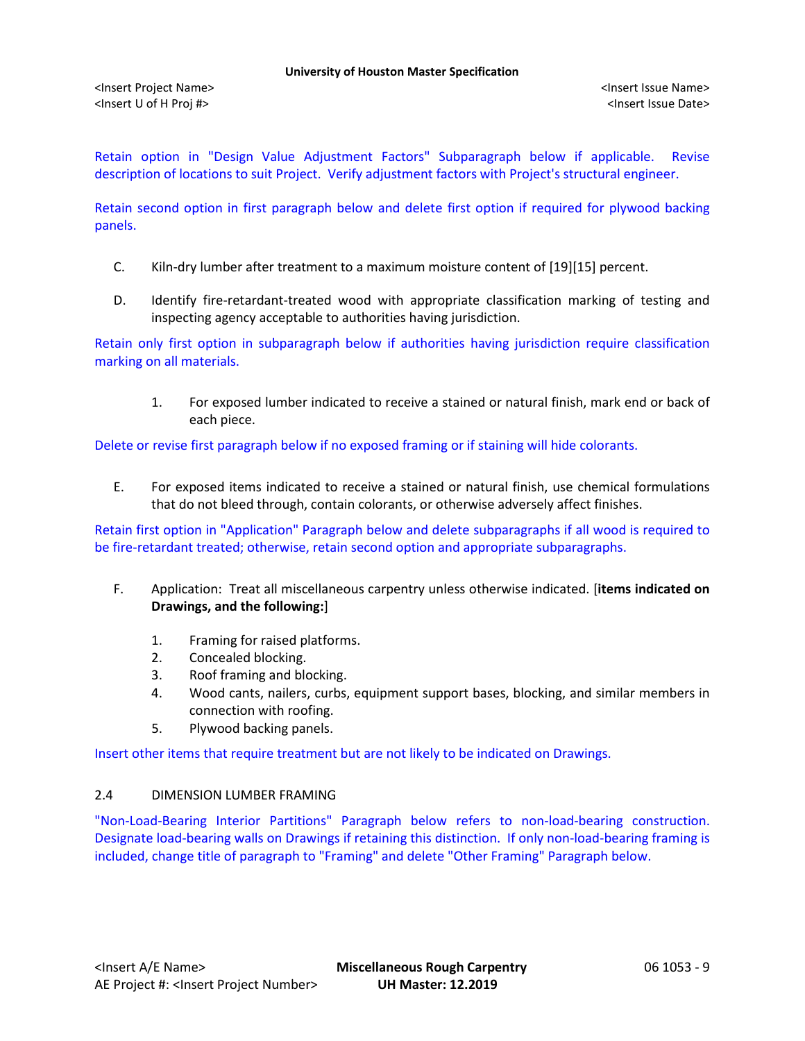Retain option in "Design Value Adjustment Factors" Subparagraph below if applicable. Revise description of locations to suit Project. Verify adjustment factors with Project's structural engineer.

Retain second option in first paragraph below and delete first option if required for plywood backing panels.

C. Kiln-dry lumber after treatment to a maximum moisture content of [19][15] percent.

D. Identify fire-retardant-treated wood with appropriate classification marking of testing and inspecting agency acceptable to authorities having jurisdiction.

Retain only first option in subparagraph below if authorities having jurisdiction require classification marking on all materials.

1. For exposed lumber indicated to receive a stained or natural finish, mark end or back of each piece.

Delete or revise first paragraph below if no exposed framing or if staining will hide colorants.

E. For exposed items indicated to receive a stained or natural finish, use chemical formulations that do not bleed through, contain colorants, or otherwise adversely affect finishes.

Retain first option in "Application" Paragraph below and delete subparagraphs if all wood is required to be fire-retardant treated; otherwise, retain second option and appropriate subparagraphs.

F. Application: Treat all miscellaneous carpentry unless otherwise indicated. [**items indicated on Drawings, and the following:**]

1. Framing for raised platforms.
2. Concealed blocking.
3. Roof framing and blocking.
4. Wood cants, nailers, curbs, equipment support bases, blocking, and similar members in connection with roofing.
5. Plywood backing panels.

Insert other items that require treatment but are not likely to be indicated on Drawings.

## 2.4 DIMENSION LUMBER FRAMING

"Non-Load-Bearing Interior Partitions" Paragraph below refers to non-load-bearing construction. Designate load-bearing walls on Drawings if retaining this distinction. If only non-load-bearing framing is included, change title of paragraph to "Framing" and delete "Other Framing" Paragraph below.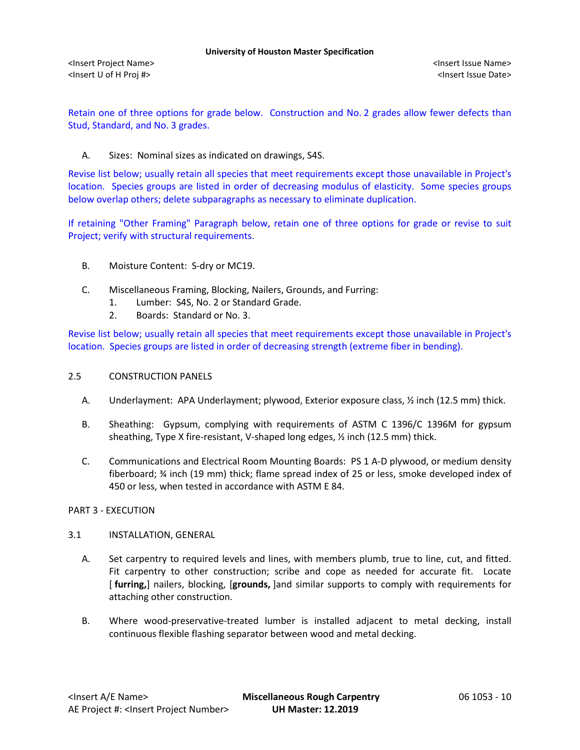Retain one of three options for grade below. Construction and No. 2 grades allow fewer defects than Stud, Standard, and No. 3 grades.

A. Sizes: Nominal sizes as indicated on drawings, S4S.

Revise list below; usually retain all species that meet requirements except those unavailable in Project's location. Species groups are listed in order of decreasing modulus of elasticity. Some species groups below overlap others; delete subparagraphs as necessary to eliminate duplication.

If retaining "Other Framing" Paragraph below, retain one of three options for grade or revise to suit Project; verify with structural requirements.

B. Moisture Content: S-dry or MC19.

C. Miscellaneous Framing, Blocking, Nailers, Grounds, and Furring:
   1. Lumber: S4S, No. 2 or Standard Grade.
   2. Boards: Standard or No. 3.

Revise list below; usually retain all species that meet requirements except those unavailable in Project's location. Species groups are listed in order of decreasing strength (extreme fiber in bending).

## 2.5 CONSTRUCTION PANELS

A. Underlayment: APA Underlayment; plywood, Exterior exposure class, ½ inch (12.5 mm) thick.

B. Sheathing: Gypsum, complying with requirements of ASTM C 1396/C 1396M for gypsum sheathing, Type X fire-resistant, V-shaped long edges, ½ inch (12.5 mm) thick.

C. Communications and Electrical Room Mounting Boards: PS 1 A-D plywood, or medium density fiberboard; ¾ inch (19 mm) thick; flame spread index of 25 or less, smoke developed index of 450 or less, when tested in accordance with ASTM E 84.

# PART 3 - EXECUTION

## 3.1 INSTALLATION, GENERAL

A. Set carpentry to required levels and lines, with members plumb, true to line, cut, and fitted. Fit carpentry to other construction; scribe and cope as needed for accurate fit. Locate [ **furring,**] nailers, blocking, [**grounds,** ]and similar supports to comply with requirements for attaching other construction.

B. Where wood-preservative-treated lumber is installed adjacent to metal decking, install continuous flexible flashing separator between wood and metal decking.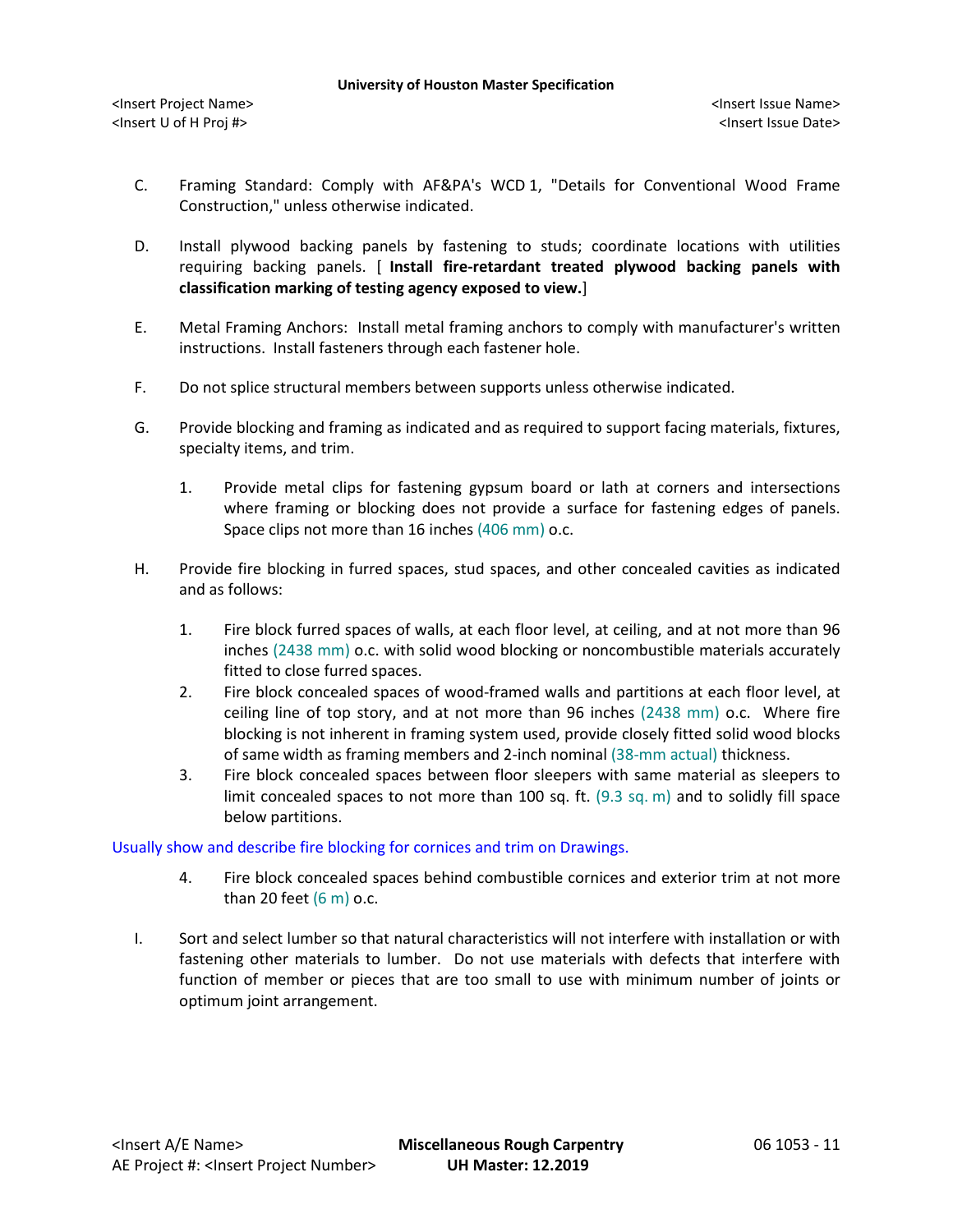C. Framing Standard: Comply with AF&PA's WCD 1, "Details for Conventional Wood Frame Construction," unless otherwise indicated.

D. Install plywood backing panels by fastening to studs; coordinate locations with utilities requiring backing panels. [ **Install fire-retardant treated plywood backing panels with classification marking of testing agency exposed to view.**]

E. Metal Framing Anchors: Install metal framing anchors to comply with manufacturer's written instructions. Install fasteners through each fastener hole.

F. Do not splice structural members between supports unless otherwise indicated.

G. Provide blocking and framing as indicated and as required to support facing materials, fixtures, specialty items, and trim.

  1. Provide metal clips for fastening gypsum board or lath at corners and intersections where framing or blocking does not provide a surface for fastening edges of panels. Space clips not more than 16 inches (406 mm) o.c.

H. Provide fire blocking in furred spaces, stud spaces, and other concealed cavities as indicated and as follows:

  1. Fire block furred spaces of walls, at each floor level, at ceiling, and at not more than 96 inches (2438 mm) o.c. with solid wood blocking or noncombustible materials accurately fitted to close furred spaces.
  2. Fire block concealed spaces of wood-framed walls and partitions at each floor level, at ceiling line of top story, and at not more than 96 inches (2438 mm) o.c. Where fire blocking is not inherent in framing system used, provide closely fitted solid wood blocks of same width as framing members and 2-inch nominal (38-mm actual) thickness.
  3. Fire block concealed spaces between floor sleepers with same material as sleepers to limit concealed spaces to not more than 100 sq. ft. (9.3 sq. m) and to solidly fill space below partitions.

Usually show and describe fire blocking for cornices and trim on Drawings.

  4. Fire block concealed spaces behind combustible cornices and exterior trim at not more than 20 feet (6 m) o.c.

I. Sort and select lumber so that natural characteristics will not interfere with installation or with fastening other materials to lumber. Do not use materials with defects that interfere with function of member or pieces that are too small to use with minimum number of joints or optimum joint arrangement.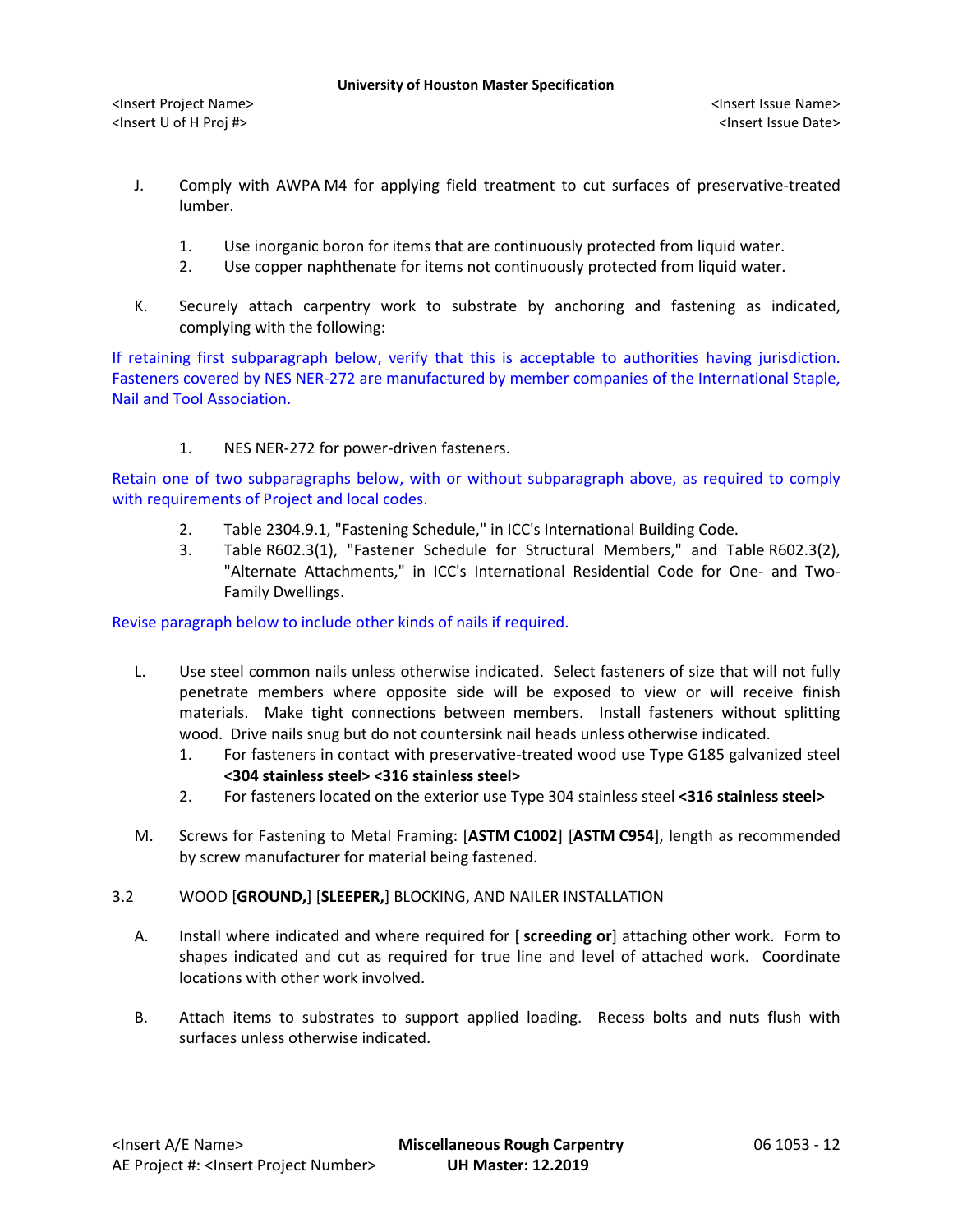J. Comply with AWPA M4 for applying field treatment to cut surfaces of preservative-treated lumber.

1. Use inorganic boron for items that are continuously protected from liquid water.
2. Use copper naphthenate for items not continuously protected from liquid water.

K. Securely attach carpentry work to substrate by anchoring and fastening as indicated, complying with the following:

If retaining first subparagraph below, verify that this is acceptable to authorities having jurisdiction. Fasteners covered by NES NER-272 are manufactured by member companies of the International Staple, Nail and Tool Association.

1. NES NER-272 for power-driven fasteners.

Retain one of two subparagraphs below, with or without subparagraph above, as required to comply with requirements of Project and local codes.

2. Table 2304.9.1, "Fastening Schedule," in ICC's International Building Code.
3. Table R602.3(1), "Fastener Schedule for Structural Members," and Table R602.3(2), "Alternate Attachments," in ICC's International Residential Code for One- and Two-Family Dwellings.

Revise paragraph below to include other kinds of nails if required.

L. Use steel common nails unless otherwise indicated. Select fasteners of size that will not fully penetrate members where opposite side will be exposed to view or will receive finish materials. Make tight connections between members. Install fasteners without splitting wood. Drive nails snug but do not countersink nail heads unless otherwise indicated.
   1. For fasteners in contact with preservative-treated wood use Type G185 galvanized steel **<304 stainless steel> <316 stainless steel>**
   2. For fasteners located on the exterior use Type 304 stainless steel **<316 stainless steel>**

M. Screws for Fastening to Metal Framing: [**ASTM C1002**] [**ASTM C954**], length as recommended by screw manufacturer for material being fastened.

3.2 WOOD [**GROUND,**] [**SLEEPER,**] BLOCKING, AND NAILER INSTALLATION

A. Install where indicated and where required for [ **screeding or**] attaching other work. Form to shapes indicated and cut as required for true line and level of attached work. Coordinate locations with other work involved.

B. Attach items to substrates to support applied loading. Recess bolts and nuts flush with surfaces unless otherwise indicated.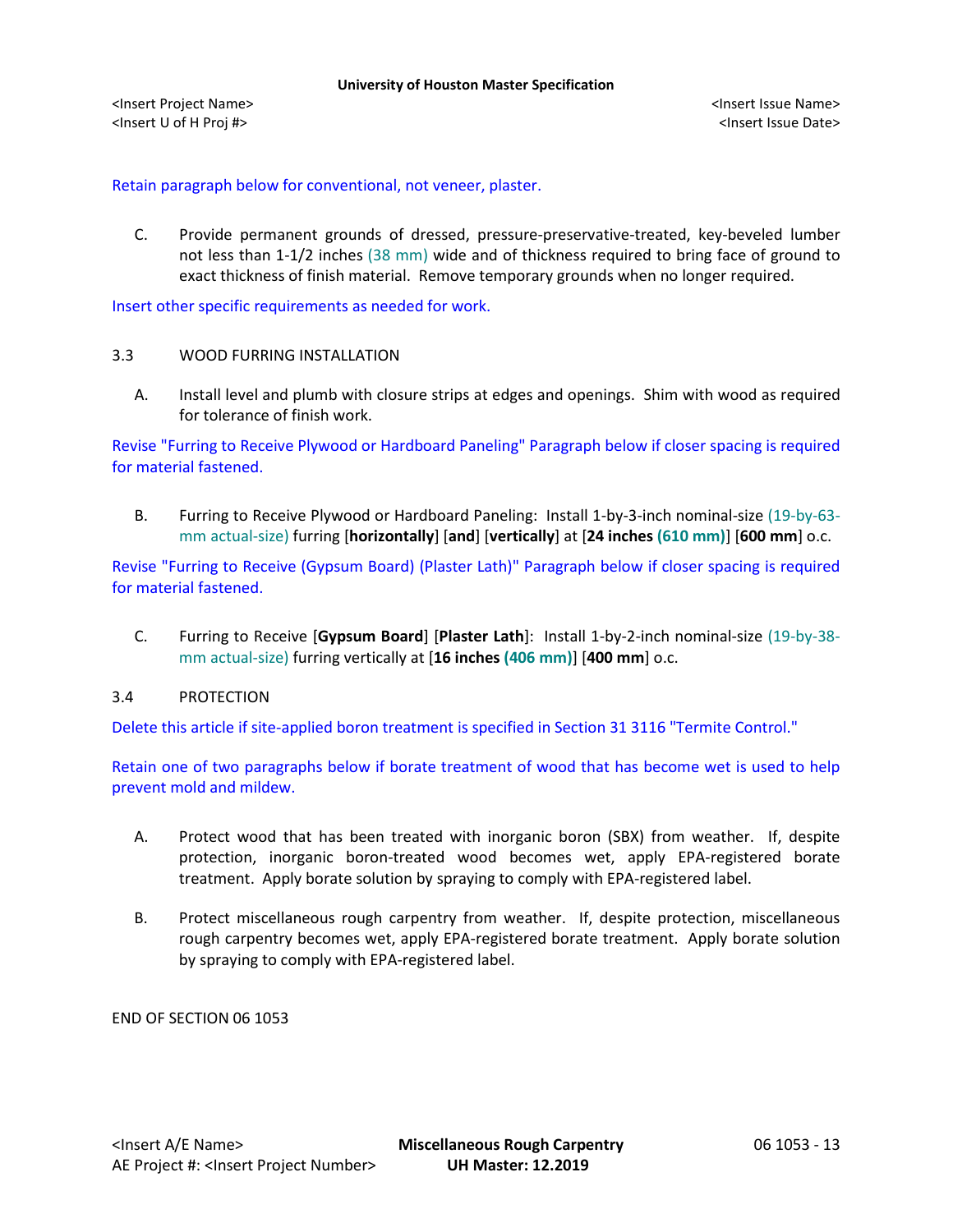Retain paragraph below for conventional, not veneer, plaster.

C. Provide permanent grounds of dressed, pressure-preservative-treated, key-beveled lumber not less than 1-1/2 inches (38 mm) wide and of thickness required to bring face of ground to exact thickness of finish material. Remove temporary grounds when no longer required.

Insert other specific requirements as needed for work.

## 3.3 WOOD FURRING INSTALLATION

A. Install level and plumb with closure strips at edges and openings. Shim with wood as required for tolerance of finish work.

Revise "Furring to Receive Plywood or Hardboard Paneling" Paragraph below if closer spacing is required for material fastened.

B. Furring to Receive Plywood or Hardboard Paneling: Install 1-by-3-inch nominal-size (19-by-63-mm actual-size) furring [**horizontally**] [**and**] [**vertically**] at [**24 inches (610 mm)**] [**600 mm**] o.c.

Revise "Furring to Receive (Gypsum Board) (Plaster Lath)" Paragraph below if closer spacing is required for material fastened.

C. Furring to Receive [**Gypsum Board**] [**Plaster Lath**]: Install 1-by-2-inch nominal-size (19-by-38-mm actual-size) furring vertically at [**16 inches (406 mm)**] [**400 mm**] o.c.

## 3.4 PROTECTION

Delete this article if site-applied boron treatment is specified in Section 31 3116 "Termite Control."

Retain one of two paragraphs below if borate treatment of wood that has become wet is used to help prevent mold and mildew.

A. Protect wood that has been treated with inorganic boron (SBX) from weather. If, despite protection, inorganic boron-treated wood becomes wet, apply EPA-registered borate treatment. Apply borate solution by spraying to comply with EPA-registered label.

B. Protect miscellaneous rough carpentry from weather. If, despite protection, miscellaneous rough carpentry becomes wet, apply EPA-registered borate treatment. Apply borate solution by spraying to comply with EPA-registered label.

END OF SECTION 06 1053